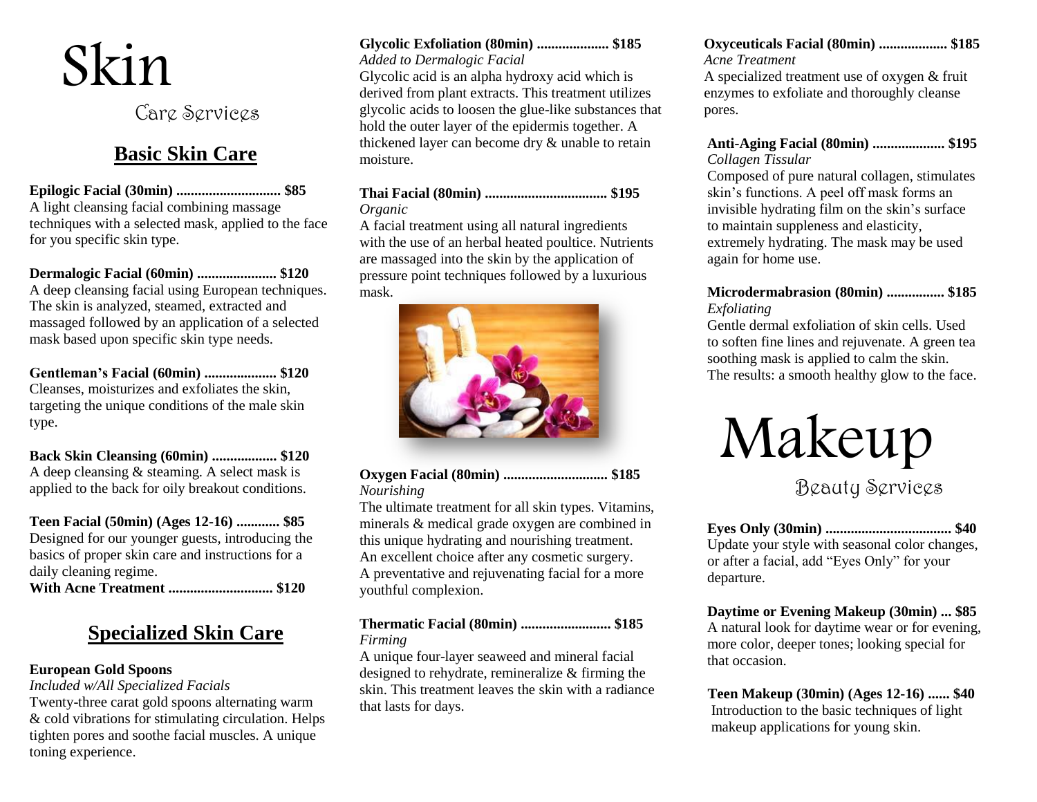# Skin

## Care Services

### Basic Skin Care

**Epilogic Facial (30min) ............................ $85**
A light cleansing facial combining massage techniques with a selected mask, applied to the face for you specific skin type.

**Dermalogic Facial (60min) ...................... $120**
A deep cleansing facial using European techniques. The skin is analyzed, steamed, extracted and massaged followed by an application of a selected mask based upon specific skin type needs.

**Gentleman's Facial (60min) .................... $120**
Cleanses, moisturizes and exfoliates the skin, targeting the unique conditions of the male skin type.

**Back Skin Cleansing (60min) .................. $120**
A deep cleansing & steaming. A select mask is applied to the back for oily breakout conditions.

**Teen Facial (50min) (Ages 12-16) ............ $85**
Designed for our younger guests, introducing the basics of proper skin care and instructions for a daily cleaning regime.
**With Acne Treatment ............................ $120**

### Specialized Skin Care

**European Gold Spoons**
*Included w/All Specialized Facials*
Twenty-three carat gold spoons alternating warm & cold vibrations for stimulating circulation. Helps tighten pores and soothe facial muscles. A unique toning experience.

**Glycolic Exfoliation (80min) .................... $185**
*Added to Dermalogic Facial*
Glycolic acid is an alpha hydroxy acid which is derived from plant extracts. This treatment utilizes glycolic acids to loosen the glue-like substances that hold the outer layer of the epidermis together. A thickened layer can become dry & unable to retain moisture.

**Thai Facial (80min) ................................. $195**
*Organic*
A facial treatment using all natural ingredients with the use of an herbal heated poultice. Nutrients are massaged into the skin by the application of pressure point techniques followed by a luxurious mask.

**Oxygen Facial (80min) ............................ $185**
*Nourishing*
The ultimate treatment for all skin types. Vitamins, minerals & medical grade oxygen are combined in this unique hydrating and nourishing treatment. An excellent choice after any cosmetic surgery. A preventative and rejuvenating facial for a more youthful complexion.

**Thermatic Facial (80min) ......................... $185**
*Firming*
A unique four-layer seaweed and mineral facial designed to rehydrate, remineralize & firming the skin. This treatment leaves the skin with a radiance that lasts for days.

**Oxyceuticals Facial (80min) ................... $185**
*Acne Treatment*
A specialized treatment use of oxygen & fruit enzymes to exfoliate and thoroughly cleanse pores.

**Anti-Aging Facial (80min) .................... $195**
*Collagen Tissular*
Composed of pure natural collagen, stimulates skin's functions. A peel off mask forms an invisible hydrating film on the skin's surface to maintain suppleness and elasticity, extremely hydrating. The mask may be used again for home use.

**Microdermabrasion (80min) ................ $185**
*Exfoliating*
Gentle dermal exfoliation of skin cells. Used to soften fine lines and rejuvenate. A green tea soothing mask is applied to calm the skin. The results: a smooth healthy glow to the face.

# Makeup

## Beauty Services

**Eyes Only (30min) .................................. $40**
Update your style with seasonal color changes, or after a facial, add "Eyes Only" for your departure.

**Daytime or Evening Makeup (30min) ... $85**
A natural look for daytime wear or for evening, more color, deeper tones; looking special for that occasion.

**Teen Makeup (30min) (Ages 12-16) ...... $40**
Introduction to the basic techniques of light makeup applications for young skin.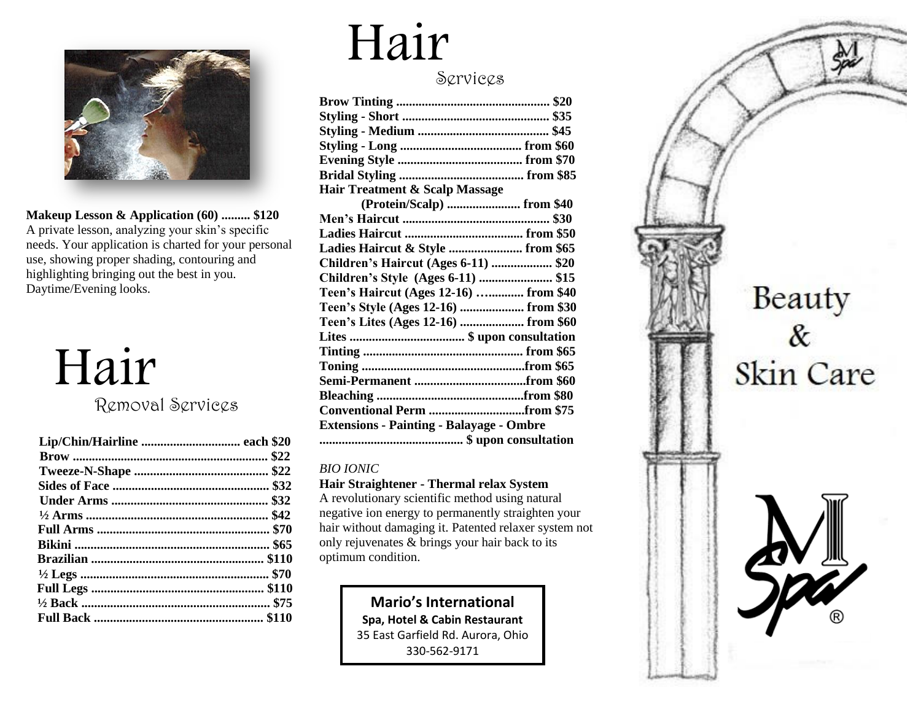**Makeup Lesson & Application (60) ......... $120**
A private lesson, analyzing your skin's specific needs. Your application is charted for your personal use, showing proper shading, contouring and highlighting bringing out the best in you. Daytime/Evening looks.

# Hair
## Removal Services

| | |
|---|---|
| **Lip/Chin/Hairline** | **each $20** |
| **Brow** | **$22** |
| **Tweeze-N-Shape** | **$22** |
| **Sides of Face** | **$32** |
| **Under Arms** | **$32** |
| **½ Arms** | **$42** |
| **Full Arms** | **$70** |
| **Bikini** | **$65** |
| **Brazilian** | **$110** |
| **½ Legs** | **$70** |
| **Full Legs** | **$110** |
| **½ Back** | **$75** |
| **Full Back** | **$110** |

# Hair
## Services

| | |
|---|---|
| **Brow Tinting** | **$20** |
| **Styling - Short** | **$35** |
| **Styling - Medium** | **$45** |
| **Styling - Long** | **from $60** |
| **Evening Style** | **from $70** |
| **Bridal Styling** | **from $85** |
| **Hair Treatment & Scalp Massage (Protein/Scalp)** | **from $40** |
| **Men's Haircut** | **$30** |
| **Ladies Haircut** | **from $50** |
| **Ladies Haircut & Style** | **from $65** |
| **Children's Haircut (Ages 6-11)** | **$20** |
| **Children's Style (Ages 6-11)** | **$15** |
| **Teen's Haircut (Ages 12-16)** | **from $40** |
| **Teen's Style (Ages 12-16)** | **from $30** |
| **Teen's Lites (Ages 12-16)** | **from $60** |
| **Lites** | **$ upon consultation** |
| **Tinting** | **from $65** |
| **Toning** | **from $65** |
| **Semi-Permanent** | **from $60** |
| **Bleaching** | **from $80** |
| **Conventional Perm** | **from $75** |
| **Extensions - Painting - Balayage - Ombre** | **$ upon consultation** |

*BIO IONIC*

**Hair Straightener - Thermal relax System**
A revolutionary scientific method using natural negative ion energy to permanently straighten your hair without damaging it. Patented relaxer system not only rejuvenates & brings your hair back to its optimum condition.

**Mario's International**
**Spa, Hotel & Cabin Restaurant**
35 East Garfield Rd. Aurora, Ohio
330-562-9171

# Beauty & Skin Care

M Spa®